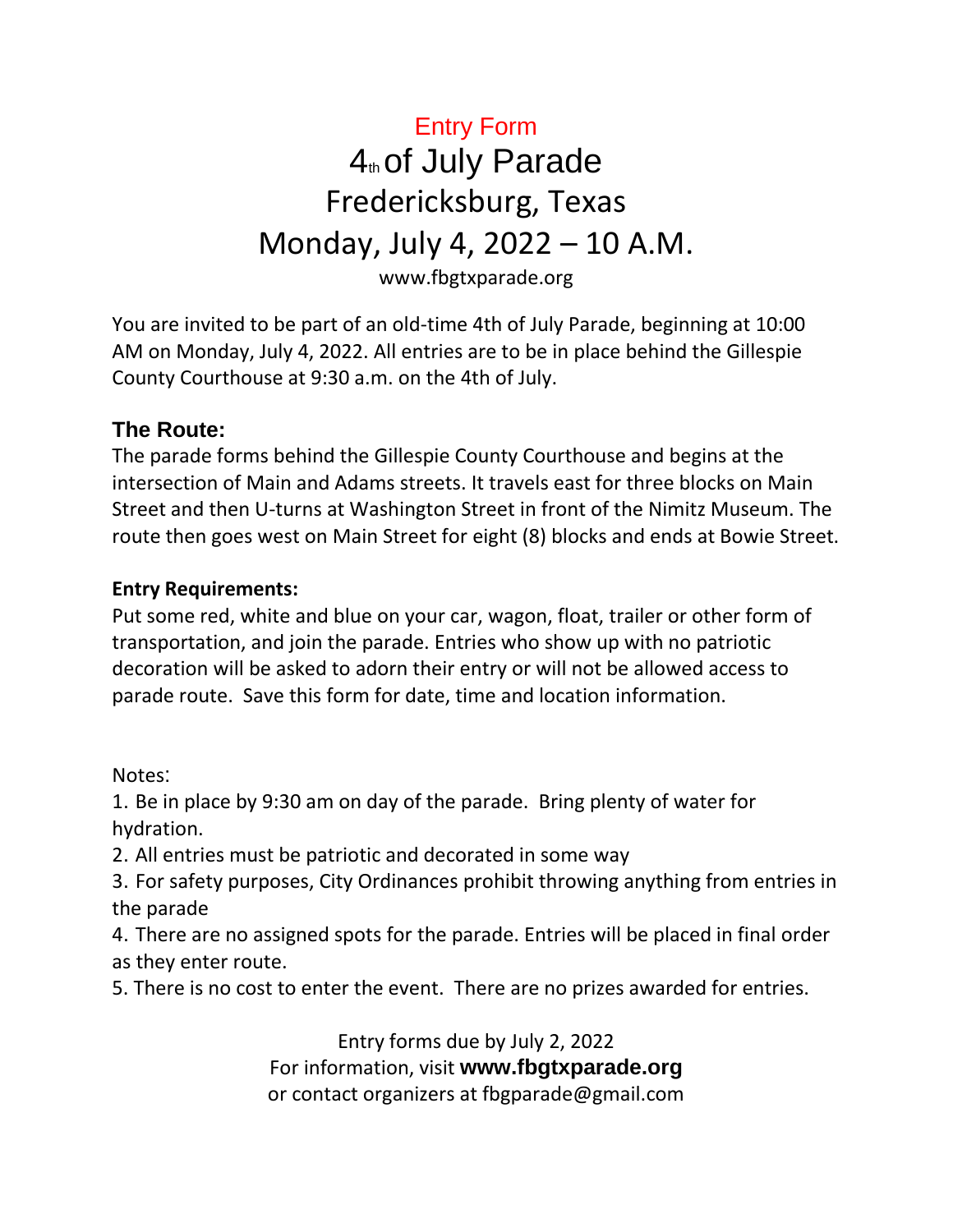# Entry Form

# 4th of July Parade

# Fredericksburg, Texas

# Monday, July 4, 2022 – 10 A.M.

www.fbgtxparade.org

You are invited to be part of an old-time 4th of July Parade, beginning at 10:00 AM on Monday, July 4, 2022. All entries are to be in place behind the Gillespie County Courthouse at 9:30 a.m. on the 4th of July.

## The Route:

The parade forms behind the Gillespie County Courthouse and begins at the intersection of Main and Adams streets. It travels east for three blocks on Main Street and then U-turns at Washington Street in front of the Nimitz Museum. The route then goes west on Main Street for eight (8) blocks and ends at Bowie Street.

**Entry Requirements:**

Put some red, white and blue on your car, wagon, float, trailer or other form of transportation, and join the parade. Entries who show up with no patriotic decoration will be asked to adorn their entry or will not be allowed access to parade route. Save this form for date, time and location information.

Notes:

1. Be in place by 9:30 am on day of the parade. Bring plenty of water for hydration.
2. All entries must be patriotic and decorated in some way
3. For safety purposes, City Ordinances prohibit throwing anything from entries in the parade
4. There are no assigned spots for the parade. Entries will be placed in final order as they enter route.
5. There is no cost to enter the event. There are no prizes awarded for entries.

Entry forms due by July 2, 2022

For information, visit **www.fbgtxparade.org**

or contact organizers at fbgparade@gmail.com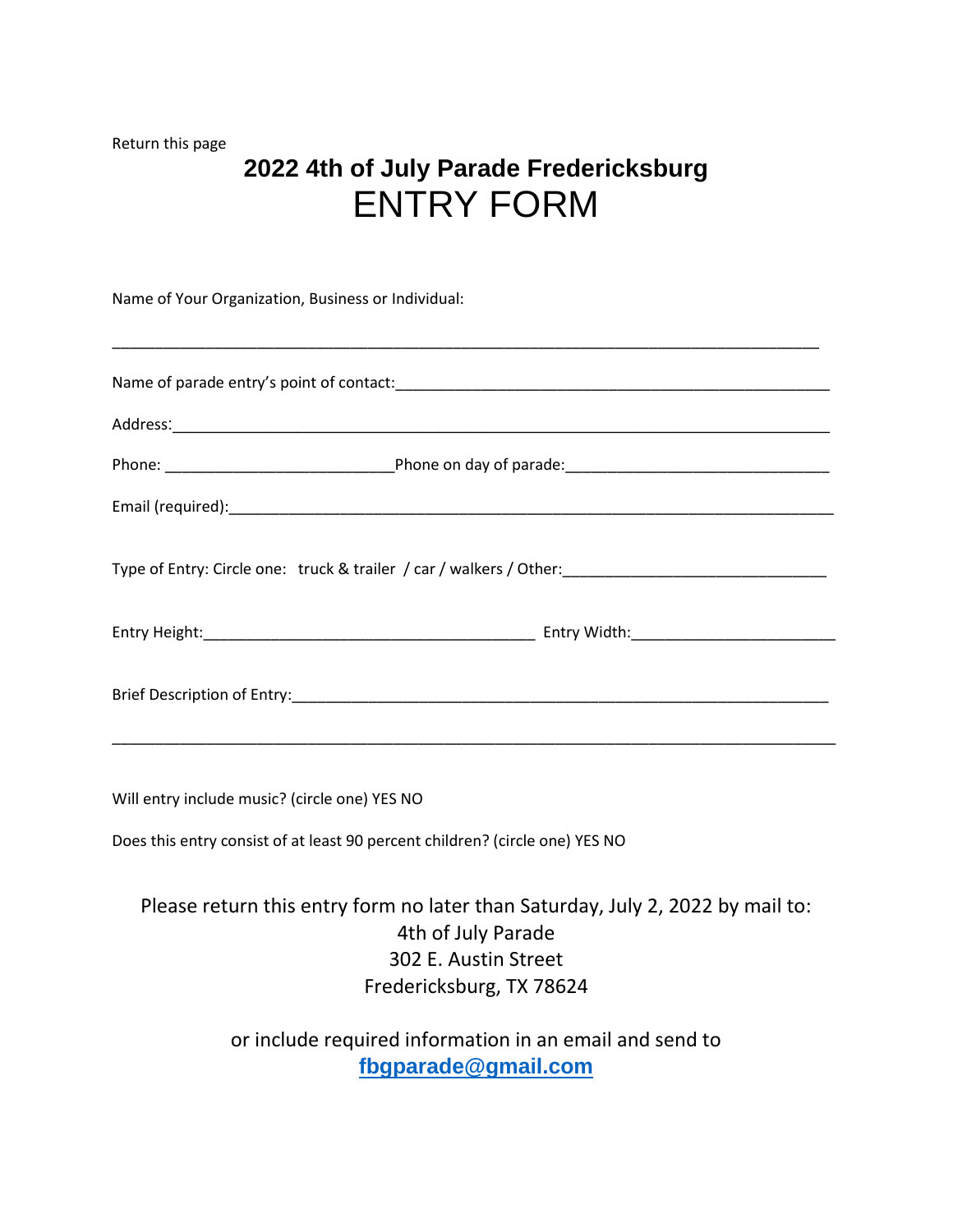Return this page

# 2022 4th of July Parade Fredericksburg

# ENTRY FORM

Name of Your Organization, Business or Individual:

_______________________________________________________________________________

Name of parade entry's point of contact:_______________________________________________

Address:_______________________________________________________________________

Phone: __________________________Phone on day of parade:_____________________________

Email (required):__________________________________________________________________

Type of Entry: Circle one: truck & trailer / car / walkers / Other:______________________________

Entry Height:_____________________________________ Entry Width:_______________________

Brief Description of Entry:___________________________________________________________

_______________________________________________________________________________

Will entry include music? (circle one) YES NO

Does this entry consist of at least 90 percent children? (circle one) YES NO

Please return this entry form no later than Saturday, July 2, 2022 by mail to:
4th of July Parade
302 E. Austin Street
Fredericksburg, TX 78624

or include required information in an email and send to
**fbgparade@gmail.com**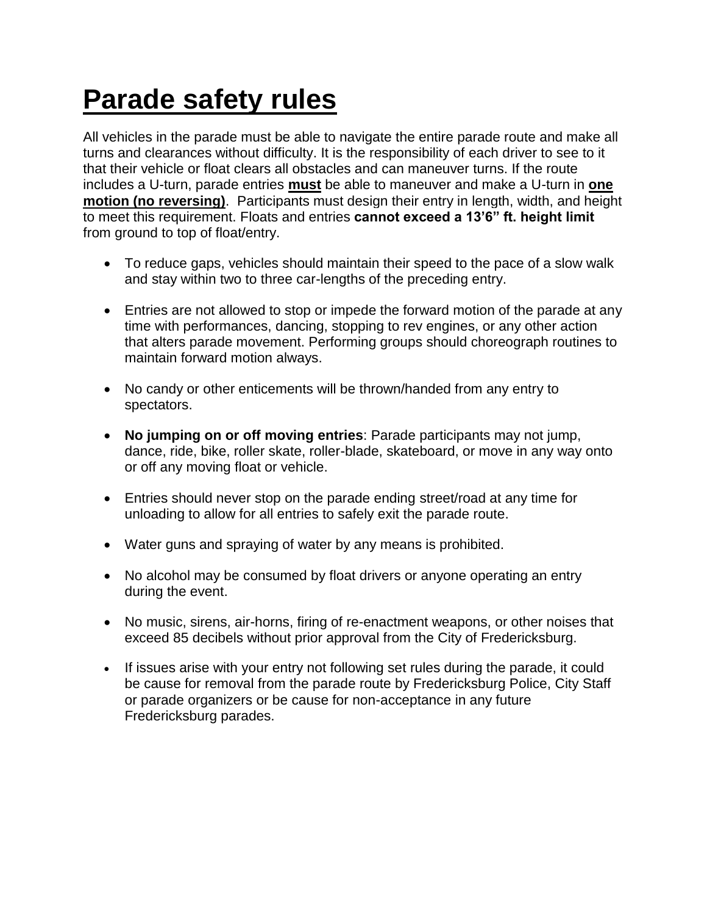# Parade safety rules

All vehicles in the parade must be able to navigate the entire parade route and make all turns and clearances without difficulty. It is the responsibility of each driver to see to it that their vehicle or float clears all obstacles and can maneuver turns. If the route includes a U-turn, parade entries **must** be able to maneuver and make a U-turn in **one motion (no reversing)**. Participants must design their entry in length, width, and height to meet this requirement. Floats and entries **cannot exceed a 13'6" ft. height limit** from ground to top of float/entry.

- To reduce gaps, vehicles should maintain their speed to the pace of a slow walk and stay within two to three car-lengths of the preceding entry.
- Entries are not allowed to stop or impede the forward motion of the parade at any time with performances, dancing, stopping to rev engines, or any other action that alters parade movement. Performing groups should choreograph routines to maintain forward motion always.
- No candy or other enticements will be thrown/handed from any entry to spectators.
- **No jumping on or off moving entries**: Parade participants may not jump, dance, ride, bike, roller skate, roller-blade, skateboard, or move in any way onto or off any moving float or vehicle.
- Entries should never stop on the parade ending street/road at any time for unloading to allow for all entries to safely exit the parade route.
- Water guns and spraying of water by any means is prohibited.
- No alcohol may be consumed by float drivers or anyone operating an entry during the event.
- No music, sirens, air-horns, firing of re-enactment weapons, or other noises that exceed 85 decibels without prior approval from the City of Fredericksburg.
- If issues arise with your entry not following set rules during the parade, it could be cause for removal from the parade route by Fredericksburg Police, City Staff or parade organizers or be cause for non-acceptance in any future Fredericksburg parades.